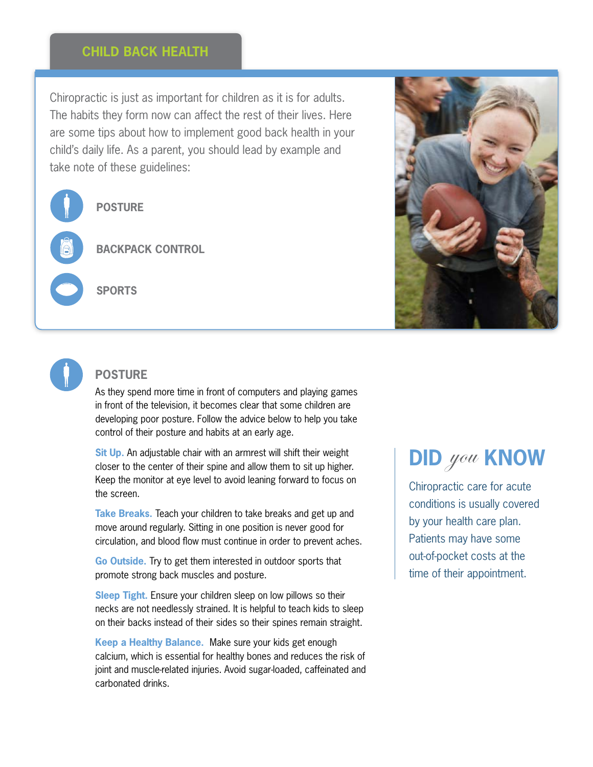# CHILD BACK HEALTH

Chiropractic is just as important for children as it is for adults. The habits they form now can affect the rest of their lives. Here are some tips about how to implement good back health in your child's daily life. As a parent, you should lead by example and take note of these guidelines:

- **POSTURE**
- **BACKPACK CONTROL**
- **SPORTS**

## POSTURE

As they spend more time in front of computers and playing games in front of the television, it becomes clear that some children are developing poor posture. Follow the advice below to help you take control of their posture and habits at an early age.

**Sit Up.** An adjustable chair with an armrest will shift their weight closer to the center of their spine and allow them to sit up higher. Keep the monitor at eye level to avoid leaning forward to focus on the screen.

**Take Breaks.** Teach your children to take breaks and get up and move around regularly. Sitting in one position is never good for circulation, and blood flow must continue in order to prevent aches.

**Go Outside.** Try to get them interested in outdoor sports that promote strong back muscles and posture.

**Sleep Tight.** Ensure your children sleep on low pillows so their necks are not needlessly strained. It is helpful to teach kids to sleep on their backs instead of their sides so their spines remain straight.

**Keep a Healthy Balance.** Make sure your kids get enough calcium, which is essential for healthy bones and reduces the risk of joint and muscle-related injuries. Avoid sugar-loaded, caffeinated and carbonated drinks.

## DID *you* KNOW

Chiropractic care for acute conditions is usually covered by your health care plan. Patients may have some out-of-pocket costs at the time of their appointment.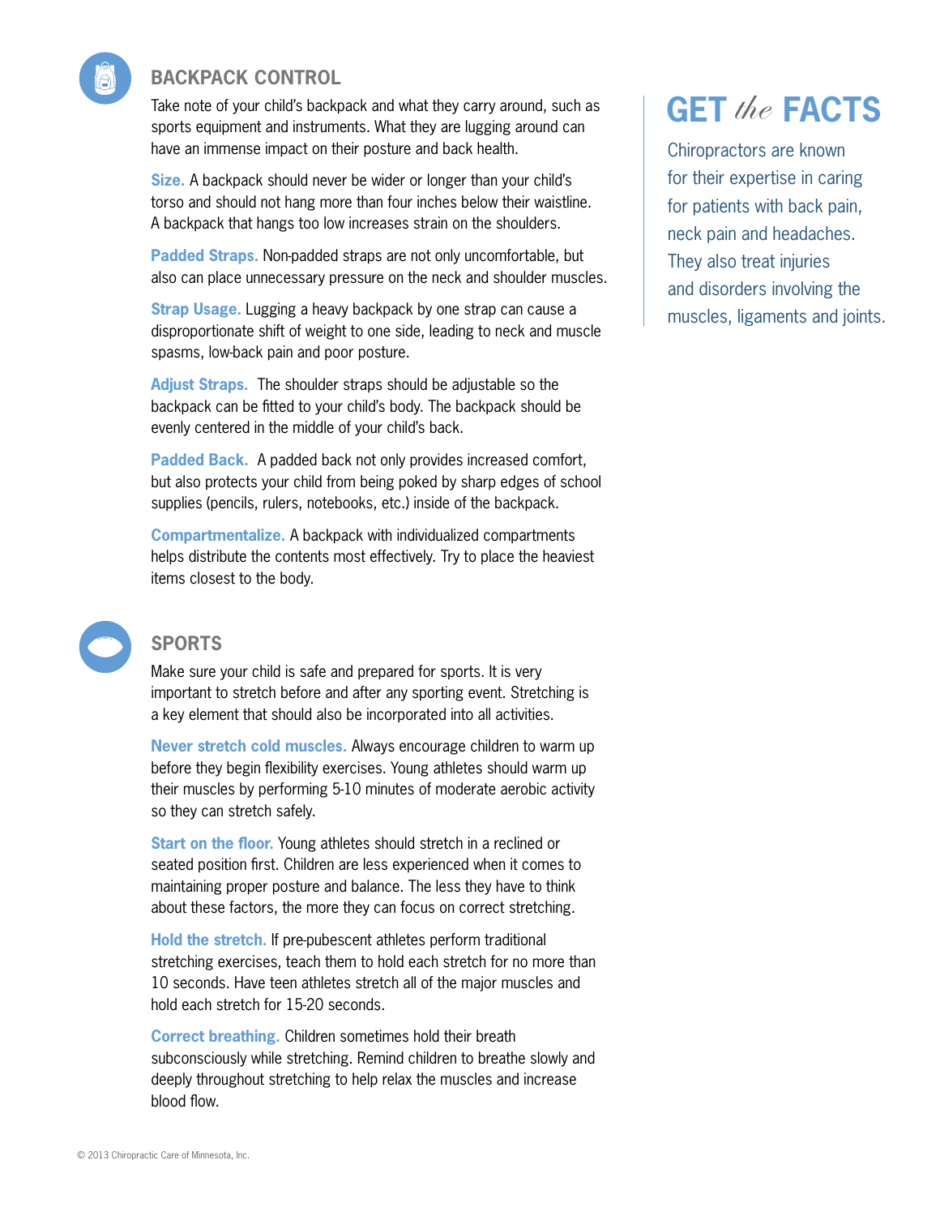## BACKPACK CONTROL

Take note of your child's backpack and what they carry around, such as sports equipment and instruments. What they are lugging around can have an immense impact on their posture and back health.

**Size.** A backpack should never be wider or longer than your child's torso and should not hang more than four inches below their waistline. A backpack that hangs too low increases strain on the shoulders.

**Padded Straps.** Non-padded straps are not only uncomfortable, but also can place unnecessary pressure on the neck and shoulder muscles.

**Strap Usage.** Lugging a heavy backpack by one strap can cause a disproportionate shift of weight to one side, leading to neck and muscle spasms, low-back pain and poor posture.

**Adjust Straps.** The shoulder straps should be adjustable so the backpack can be fitted to your child's body. The backpack should be evenly centered in the middle of your child's back.

**Padded Back.** A padded back not only provides increased comfort, but also protects your child from being poked by sharp edges of school supplies (pencils, rulers, notebooks, etc.) inside of the backpack.

**Compartmentalize.** A backpack with individualized compartments helps distribute the contents most effectively. Try to place the heaviest items closest to the body.

## SPORTS

Make sure your child is safe and prepared for sports. It is very important to stretch before and after any sporting event. Stretching is a key element that should also be incorporated into all activities.

**Never stretch cold muscles.** Always encourage children to warm up before they begin flexibility exercises. Young athletes should warm up their muscles by performing 5-10 minutes of moderate aerobic activity so they can stretch safely.

**Start on the floor.** Young athletes should stretch in a reclined or seated position first. Children are less experienced when it comes to maintaining proper posture and balance. The less they have to think about these factors, the more they can focus on correct stretching.

**Hold the stretch.** If pre-pubescent athletes perform traditional stretching exercises, teach them to hold each stretch for no more than 10 seconds. Have teen athletes stretch all of the major muscles and hold each stretch for 15-20 seconds.

**Correct breathing.** Children sometimes hold their breath subconsciously while stretching. Remind children to breathe slowly and deeply throughout stretching to help relax the muscles and increase blood flow.

## GET *the* FACTS

Chiropractors are known for their expertise in caring for patients with back pain, neck pain and headaches. They also treat injuries and disorders involving the muscles, ligaments and joints.

© 2013 Chiropractic Care of Minnesota, Inc.